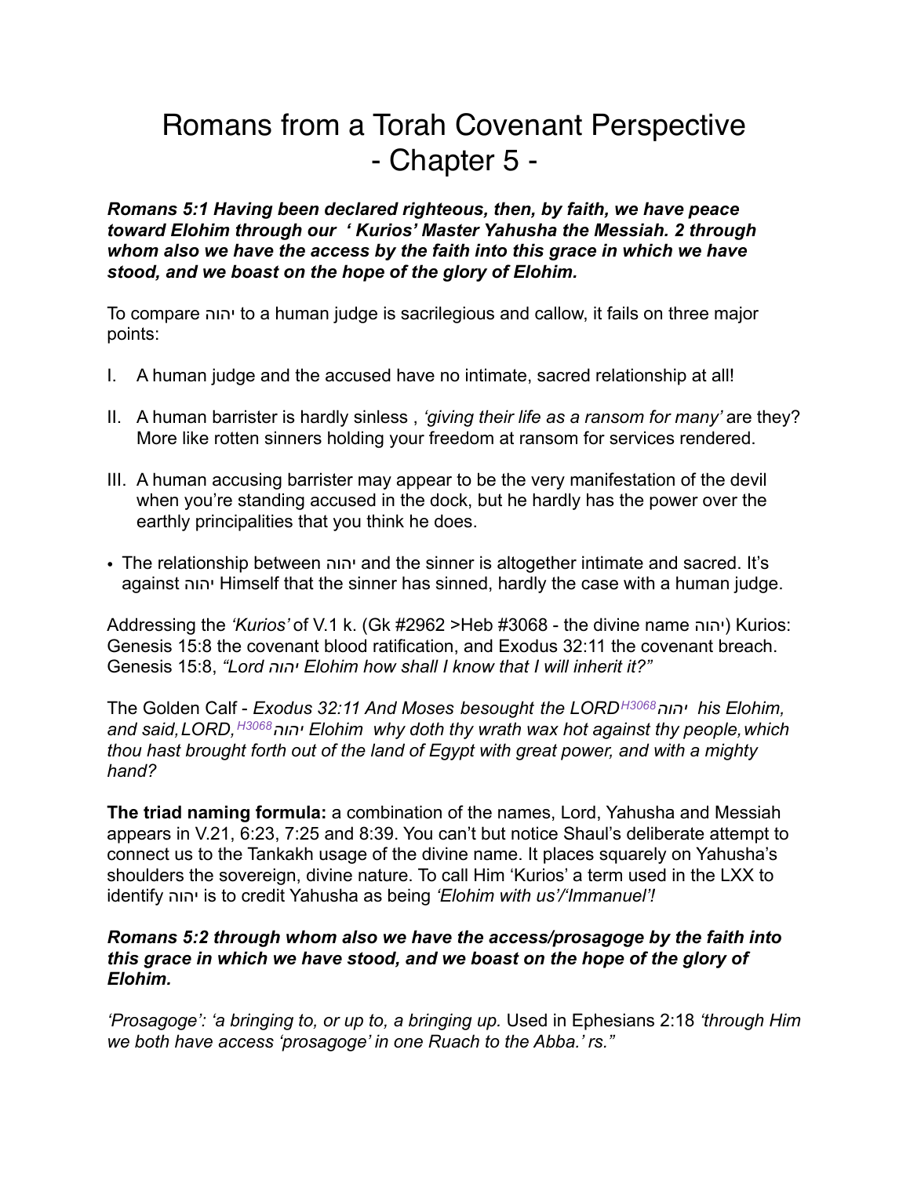# Romans from a Torah Covenant Perspective
# - Chapter 5 -

***Romans 5:1 Having been declared righteous, then, by faith, we have peace toward Elohim through our ' Kurios' Master Yahusha the Messiah. 2 through whom also we have the access by the faith into this grace in which we have stood, and we boast on the hope of the glory of Elohim.***

To compare יהוה to a human judge is sacrilegious and callow, it fails on three major points:

I. A human judge and the accused have no intimate, sacred relationship at all!

II. A human barrister is hardly sinless , *'giving their life as a ransom for many'* are they? More like rotten sinners holding your freedom at ransom for services rendered.

III. A human accusing barrister may appear to be the very manifestation of the devil when you're standing accused in the dock, but he hardly has the power over the earthly principalities that you think he does.

- The relationship between יהוה and the sinner is altogether intimate and sacred. It's against יהוה Himself that the sinner has sinned, hardly the case with a human judge.

Addressing the *'Kurios'* of V.1 k. (Gk #2962 >Heb #3068 - the divine name יהוה) Kurios: Genesis 15:8 the covenant blood ratification, and Exodus 32:11 the covenant breach. Genesis 15:8, *"Lord יהוה Elohim how shall I know that I will inherit it?"*

The Golden Calf - *Exodus 32:11 And Moses besought the LORD*[H3068] *יהוה his Elohim, and said, LORD,*[H3068] *יהוה Elohim why doth thy wrath wax hot against thy people, which thou hast brought forth out of the land of Egypt with great power, and with a mighty hand?*

**The triad naming formula:** a combination of the names, Lord, Yahusha and Messiah appears in V.21, 6:23, 7:25 and 8:39. You can't but notice Shaul's deliberate attempt to connect us to the Tankakh usage of the divine name. It places squarely on Yahusha's shoulders the sovereign, divine nature. To call Him 'Kurios' a term used in the LXX to identify יהוה is to credit Yahusha as being *'Elohim with us'/'Immanuel'!*

***Romans 5:2 through whom also we have the access/prosagoge by the faith into this grace in which we have stood, and we boast on the hope of the glory of Elohim.***

*'Prosagoge': 'a bringing to, or up to, a bringing up.* Used in Ephesians 2:18 *'through Him we both have access 'prosagoge' in one Ruach to the Abba.' rs."*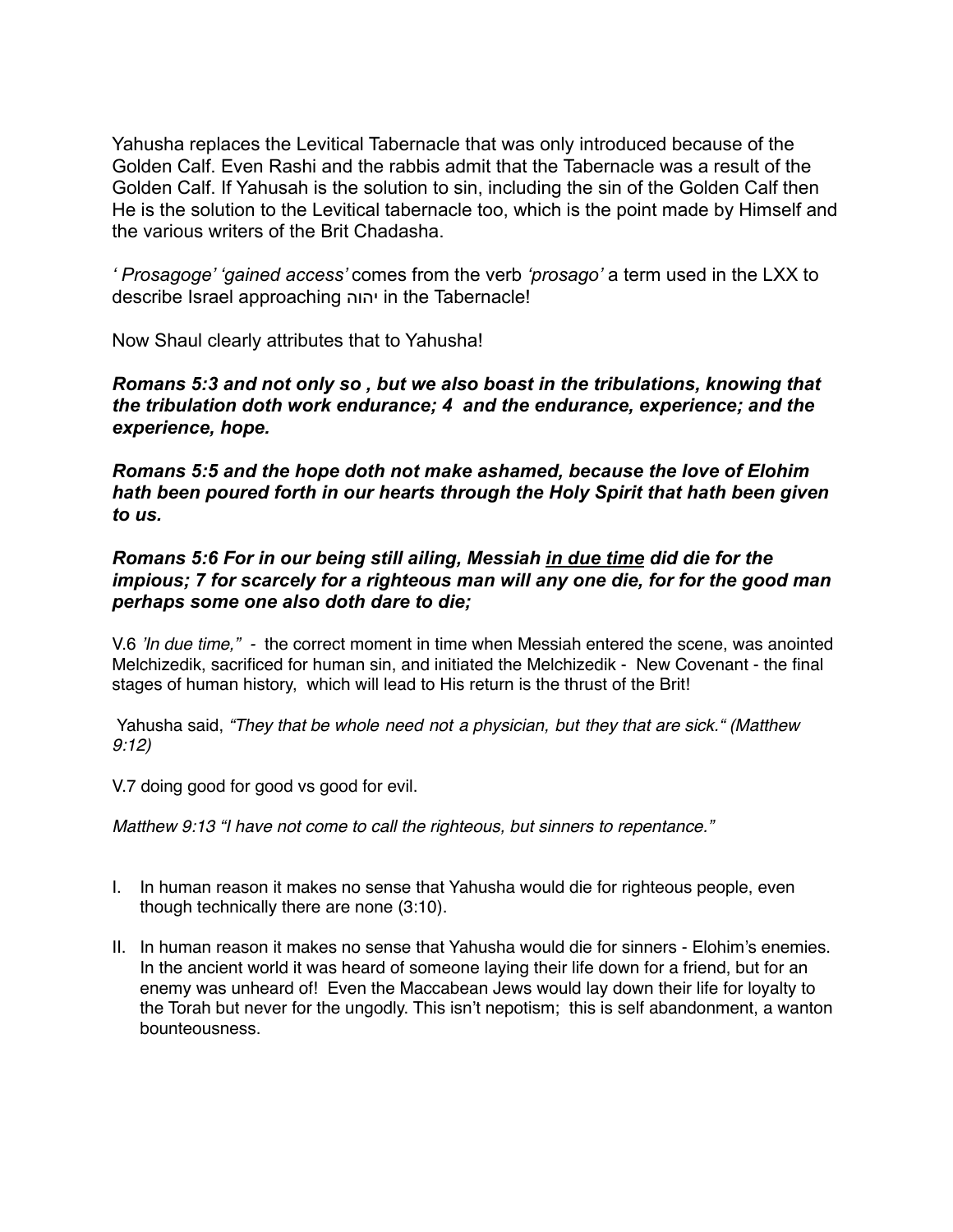Yahusha replaces the Levitical Tabernacle that was only introduced because of the Golden Calf. Even Rashi and the rabbis admit that the Tabernacle was a result of the Golden Calf. If Yahusah is the solution to sin, including the sin of the Golden Calf then He is the solution to the Levitical tabernacle too, which is the point made by Himself and the various writers of the Brit Chadasha.

*' Prosagoge' 'gained access'* comes from the verb *'prosago'* a term used in the LXX to describe Israel approaching יהוה in the Tabernacle!

Now Shaul clearly attributes that to Yahusha!

***Romans 5:3 and not only so , but we also boast in the tribulations, knowing that the tribulation doth work endurance; 4 and the endurance, experience; and the experience, hope.***

***Romans 5:5 and the hope doth not make ashamed, because the love of Elohim hath been poured forth in our hearts through the Holy Spirit that hath been given to us.***

***Romans 5:6 For in our being still ailing, Messiah <u>in due time</u> did die for the impious; 7 for scarcely for a righteous man will any one die, for for the good man perhaps some one also doth dare to die;***

V.6 *'In due time,"* - the correct moment in time when Messiah entered the scene, was anointed Melchizedik, sacrificed for human sin, and initiated the Melchizedik - New Covenant - the final stages of human history, which will lead to His return is the thrust of the Brit!

Yahusha said, *"They that be whole need not a physician, but they that are sick." (Matthew 9:12)*

V.7 doing good for good vs good for evil.

*Matthew 9:13 "I have not come to call the righteous, but sinners to repentance."*

I. In human reason it makes no sense that Yahusha would die for righteous people, even though technically there are none (3:10).

II. In human reason it makes no sense that Yahusha would die for sinners - Elohim's enemies. In the ancient world it was heard of someone laying their life down for a friend, but for an enemy was unheard of! Even the Maccabean Jews would lay down their life for loyalty to the Torah but never for the ungodly. This isn't nepotism; this is self abandonment, a wanton bounteousness.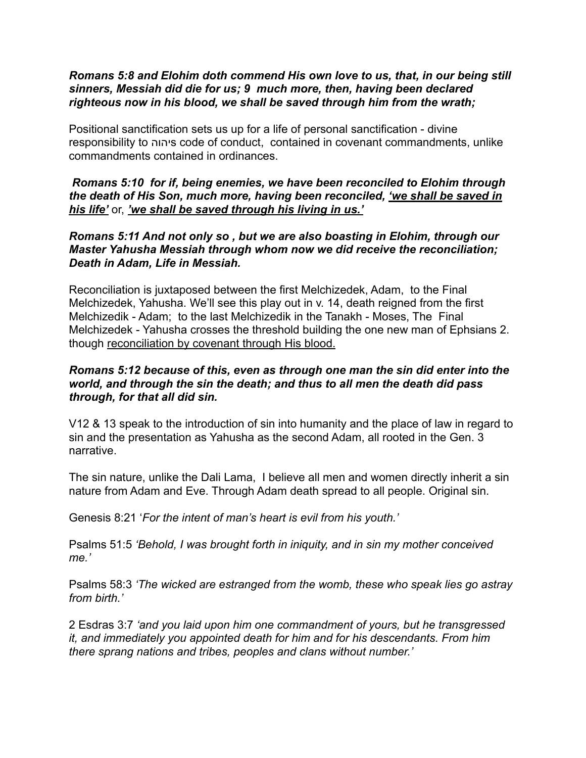***Romans 5:8 and Elohim doth commend His own love to us, that, in our being still sinners, Messiah did die for us; 9 much more, then, having been declared righteous now in his blood, we shall be saved through him from the wrath;***

Positional sanctification sets us up for a life of personal sanctification - divine responsibility to יהוהs code of conduct, contained in covenant commandments, unlike commandments contained in ordinances.

***Romans 5:10 for if, being enemies, we have been reconciled to Elohim through the death of His Son, much more, having been reconciled, <u>'we shall be saved in his life'</u>*** or, ***<u>'we shall be saved through his living in us.'</u>***

***Romans 5:11 And not only so , but we are also boasting in Elohim, through our Master Yahusha Messiah through whom now we did receive the reconciliation; Death in Adam, Life in Messiah.***

Reconciliation is juxtaposed between the first Melchizedek, Adam, to the Final Melchizedek, Yahusha. We'll see this play out in v. 14, death reigned from the first Melchizedik - Adam; to the last Melchizedik in the Tanakh - Moses, The Final Melchizedek - Yahusha crosses the threshold building the one new man of Ephsians 2. though <u>reconciliation by covenant through His blood.</u>

***Romans 5:12 because of this, even as through one man the sin did enter into the world, and through the sin the death; and thus to all men the death did pass through, for that all did sin.***

V12 & 13 speak to the introduction of sin into humanity and the place of law in regard to sin and the presentation as Yahusha as the second Adam, all rooted in the Gen. 3 narrative.

The sin nature, unlike the Dali Lama, I believe all men and women directly inherit a sin nature from Adam and Eve. Through Adam death spread to all people. Original sin.

Genesis 8:21 '*For the intent of man's heart is evil from his youth.'*

Psalms 51:5 *'Behold, I was brought forth in iniquity, and in sin my mother conceived me.'*

Psalms 58:3 *'The wicked are estranged from the womb, these who speak lies go astray from birth.'*

2 Esdras 3:7 *'and you laid upon him one commandment of yours, but he transgressed it, and immediately you appointed death for him and for his descendants. From him there sprang nations and tribes, peoples and clans without number.'*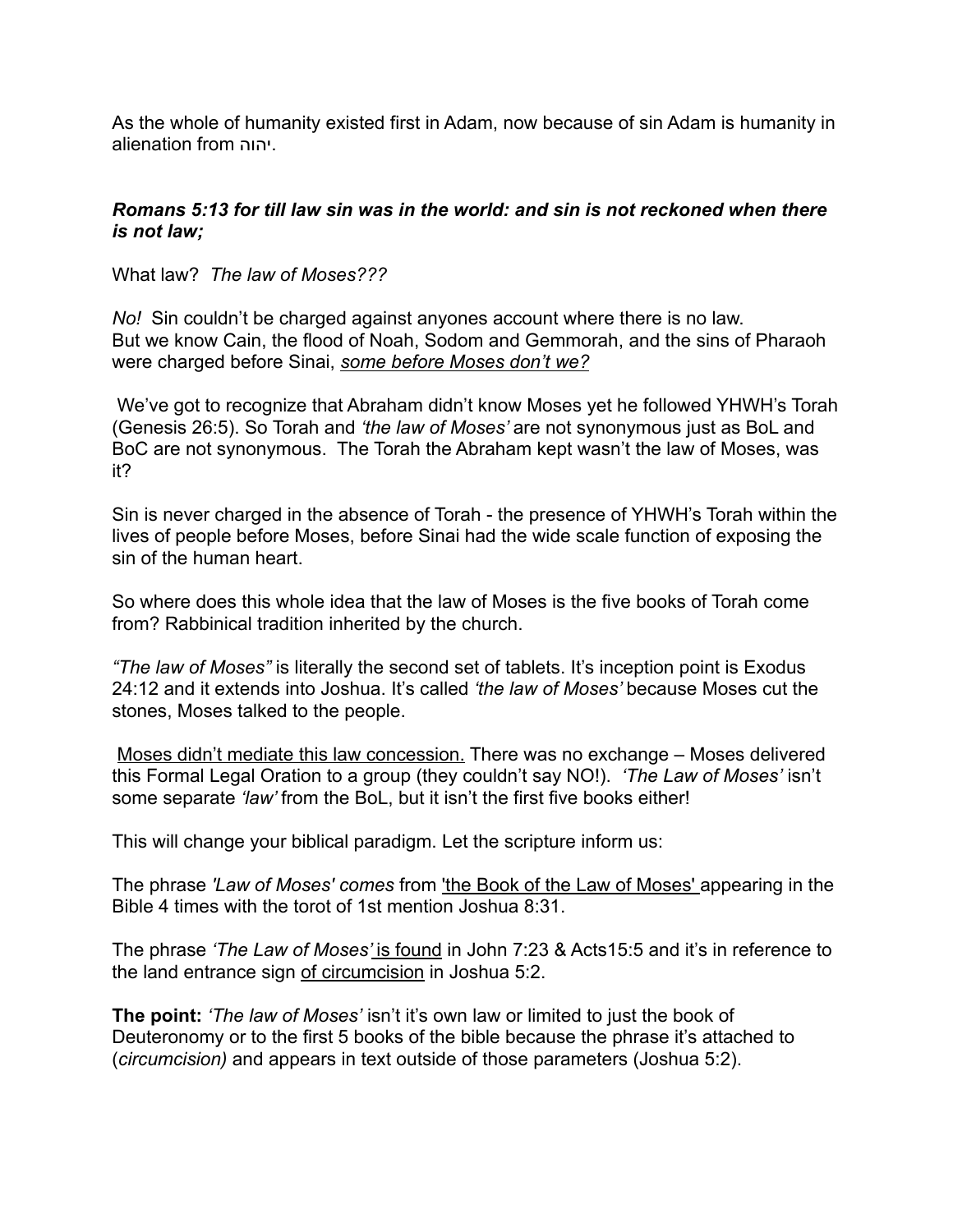As the whole of humanity existed first in Adam, now because of sin Adam is humanity in alienation from יהוה.

***Romans 5:13 for till law sin was in the world: and sin is not reckoned when there is not law;***

What law? *The law of Moses???*

*No!* Sin couldn't be charged against anyones account where there is no law.
But we know Cain, the flood of Noah, Sodom and Gemmorah, and the sins of Pharaoh were charged before Sinai, *some before Moses don't we?*

We've got to recognize that Abraham didn't know Moses yet he followed YHWH's Torah (Genesis 26:5). So Torah and *'the law of Moses'* are not synonymous just as BoL and BoC are not synonymous. The Torah the Abraham kept wasn't the law of Moses, was it?

Sin is never charged in the absence of Torah - the presence of YHWH's Torah within the lives of people before Moses, before Sinai had the wide scale function of exposing the sin of the human heart.

So where does this whole idea that the law of Moses is the five books of Torah come from? Rabbinical tradition inherited by the church.

*"The law of Moses"* is literally the second set of tablets. It's inception point is Exodus 24:12 and it extends into Joshua. It's called *'the law of Moses'* because Moses cut the stones, Moses talked to the people.

Moses didn't mediate this law concession. There was no exchange – Moses delivered this Formal Legal Oration to a group (they couldn't say NO!). *'The Law of Moses'* isn't some separate *'law'* from the BoL, but it isn't the first five books either!

This will change your biblical paradigm. Let the scripture inform us:

The phrase *'Law of Moses' comes* from 'the Book of the Law of Moses' appearing in the Bible 4 times with the torot of 1st mention Joshua 8:31.

The phrase *'The Law of Moses'* is found in John 7:23 & Acts15:5 and it's in reference to the land entrance sign of circumcision in Joshua 5:2.

**The point:** *'The law of Moses'* isn't it's own law or limited to just the book of Deuteronomy or to the first 5 books of the bible because the phrase it's attached to (*circumcision)* and appears in text outside of those parameters (Joshua 5:2).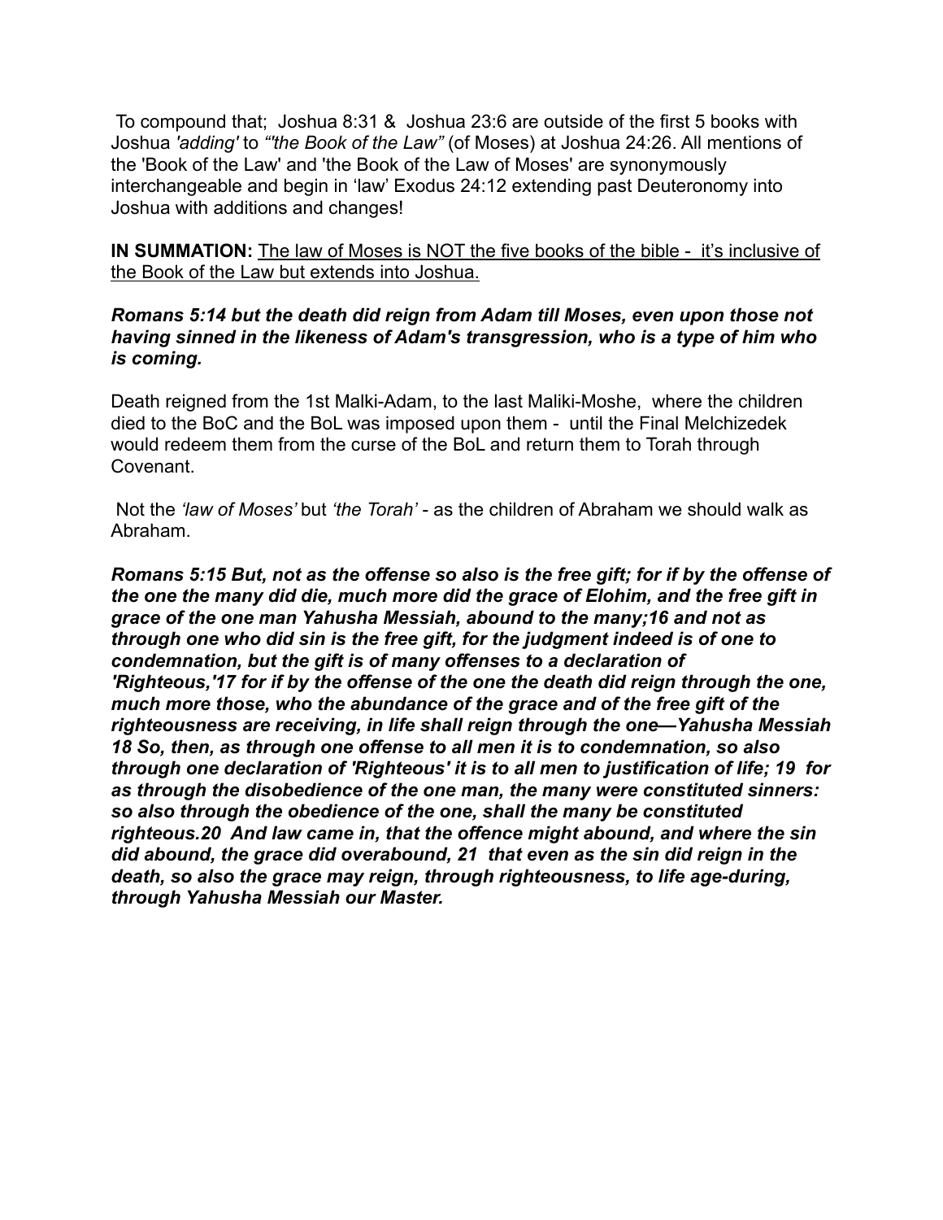To compound that; Joshua 8:31 & Joshua 23:6 are outside of the first 5 books with Joshua *'adding'* to *"'the Book of the Law"* (of Moses) at Joshua 24:26. All mentions of the 'Book of the Law' and 'the Book of the Law of Moses' are synonymously interchangeable and begin in 'law' Exodus 24:12 extending past Deuteronomy into Joshua with additions and changes!

**IN SUMMATION:** <u>The law of Moses is NOT the five books of the bible - it's inclusive of the Book of the Law but extends into Joshua.</u>

***Romans 5:14 but the death did reign from Adam till Moses, even upon those not having sinned in the likeness of Adam's transgression, who is a type of him who is coming.***

Death reigned from the 1st Malki-Adam, to the last Maliki-Moshe, where the children died to the BoC and the BoL was imposed upon them - until the Final Melchizedek would redeem them from the curse of the BoL and return them to Torah through Covenant.

Not the *'law of Moses'* but *'the Torah'* - as the children of Abraham we should walk as Abraham.

***Romans 5:15 But, not as the offense so also is the free gift; for if by the offense of the one the many did die, much more did the grace of Elohim, and the free gift in grace of the one man Yahusha Messiah, abound to the many;16 and not as through one who did sin is the free gift, for the judgment indeed is of one to condemnation, but the gift is of many offenses to a declaration of 'Righteous,'17 for if by the offense of the one the death did reign through the one, much more those, who the abundance of the grace and of the free gift of the righteousness are receiving, in life shall reign through the one—Yahusha Messiah 18 So, then, as through one offense to all men it is to condemnation, so also through one declaration of 'Righteous' it is to all men to justification of life; 19 for as through the disobedience of the one man, the many were constituted sinners: so also through the obedience of the one, shall the many be constituted righteous.20 And law came in, that the offence might abound, and where the sin did abound, the grace did overabound, 21 that even as the sin did reign in the death, so also the grace may reign, through righteousness, to life age-during, through Yahusha Messiah our Master.***